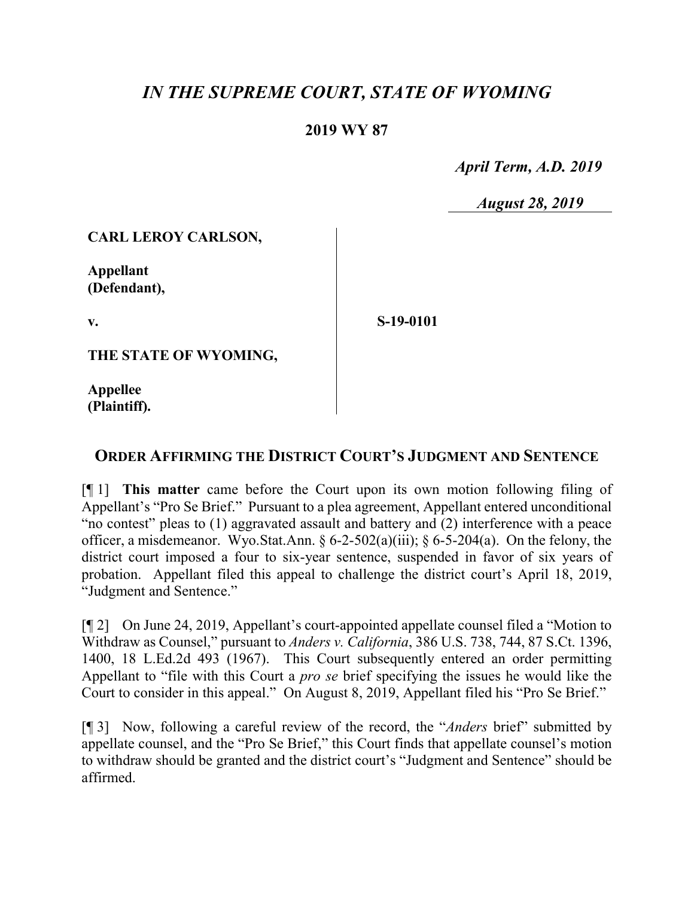# *IN THE SUPREME COURT, STATE OF WYOMING*

## 2019 WY 87

*April Term, A.D. 2019*

*August 28, 2019*

| | |
|---|---|
| **CARL LEROY CARLSON,**<br><br>**Appellant (Defendant),**<br><br>**v.**<br><br>**THE STATE OF WYOMING,**<br><br>**Appellee (Plaintiff).** | **S-19-0101** |

## ORDER AFFIRMING THE DISTRICT COURT'S JUDGMENT AND SENTENCE

[¶ 1] **This matter** came before the Court upon its own motion following filing of Appellant's "Pro Se Brief." Pursuant to a plea agreement, Appellant entered unconditional "no contest" pleas to (1) aggravated assault and battery and (2) interference with a peace officer, a misdemeanor. Wyo.Stat.Ann. § 6-2-502(a)(iii); § 6-5-204(a). On the felony, the district court imposed a four to six-year sentence, suspended in favor of six years of probation. Appellant filed this appeal to challenge the district court's April 18, 2019, "Judgment and Sentence."

[¶ 2] On June 24, 2019, Appellant's court-appointed appellate counsel filed a "Motion to Withdraw as Counsel," pursuant to *Anders v. California*, 386 U.S. 738, 744, 87 S.Ct. 1396, 1400, 18 L.Ed.2d 493 (1967). This Court subsequently entered an order permitting Appellant to "file with this Court a *pro se* brief specifying the issues he would like the Court to consider in this appeal." On August 8, 2019, Appellant filed his "Pro Se Brief."

[¶ 3] Now, following a careful review of the record, the "*Anders* brief" submitted by appellate counsel, and the "Pro Se Brief," this Court finds that appellate counsel's motion to withdraw should be granted and the district court's "Judgment and Sentence" should be affirmed.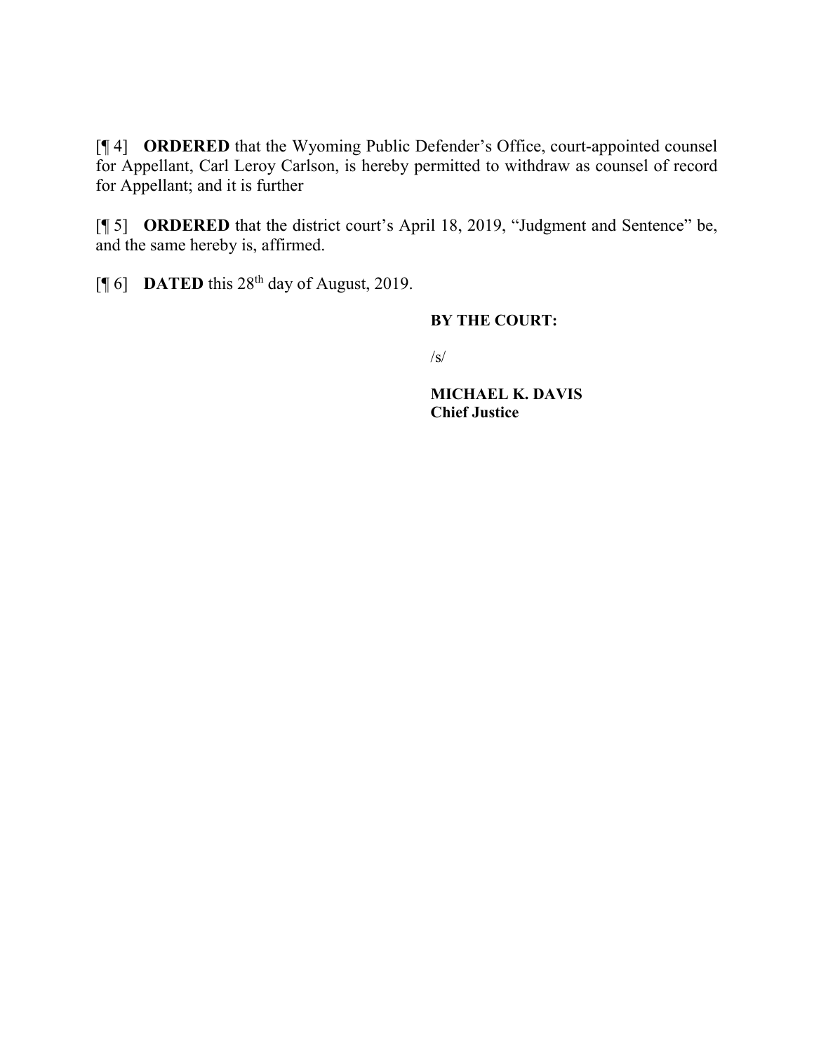[¶ 4] **ORDERED** that the Wyoming Public Defender's Office, court-appointed counsel for Appellant, Carl Leroy Carlson, is hereby permitted to withdraw as counsel of record for Appellant; and it is further

[¶ 5] **ORDERED** that the district court's April 18, 2019, "Judgment and Sentence" be, and the same hereby is, affirmed.

[¶ 6] **DATED** this 28th day of August, 2019.

**BY THE COURT:**

/s/

**MICHAEL K. DAVIS**
**Chief Justice**